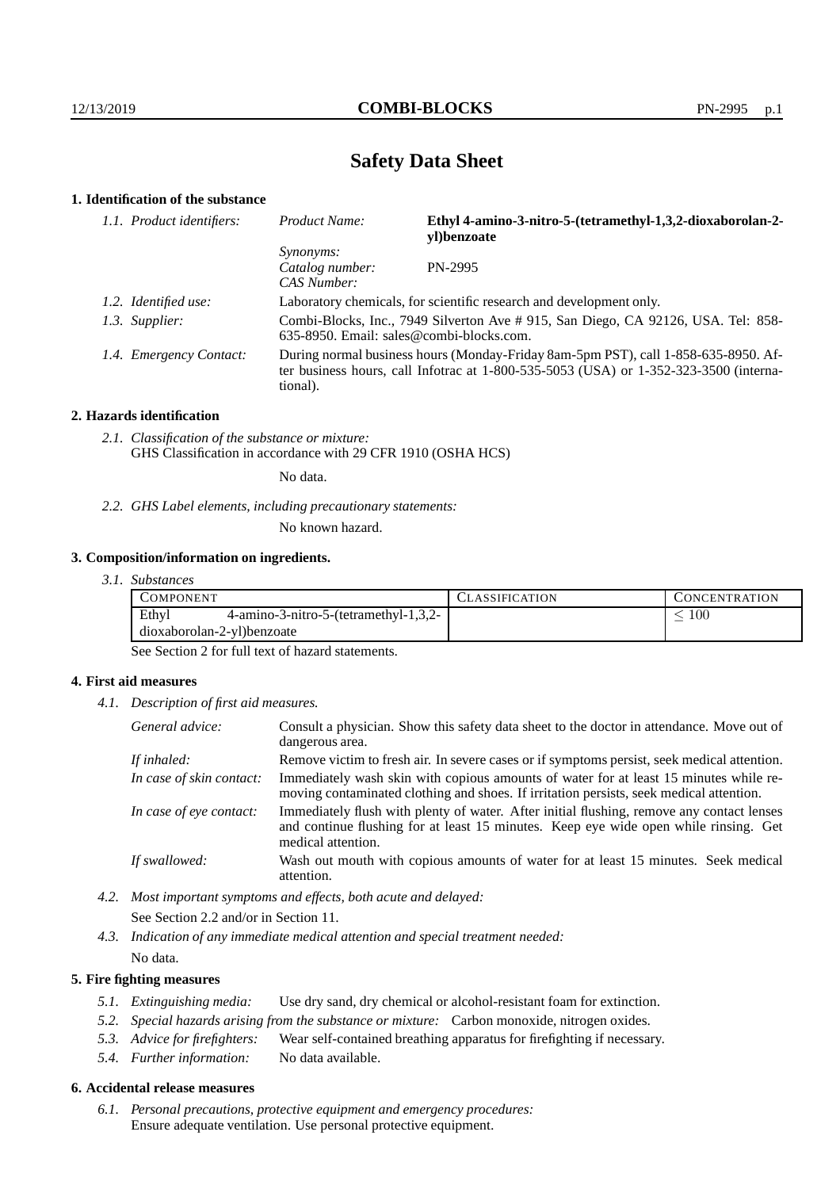# Safety Data Sheet

## 1. Identification of the substance

*1.1. Product identifiers:*

*Product Name:* **Ethyl 4-amino-3-nitro-5-(tetramethyl-1,3,2-dioxaborolan-2-yl)benzoate**

*Synonyms:*

*Catalog number:* PN-2995

*CAS Number:*

*1.2. Identified use:* Laboratory chemicals, for scientific research and development only.

*1.3. Supplier:* Combi-Blocks, Inc., 7949 Silverton Ave # 915, San Diego, CA 92126, USA. Tel: 858-635-8950. Email: sales@combi-blocks.com.

*1.4. Emergency Contact:* During normal business hours (Monday-Friday 8am-5pm PST), call 1-858-635-8950. After business hours, call Infotrac at 1-800-535-5053 (USA) or 1-352-323-3500 (international).

## 2. Hazards identification

*2.1. Classification of the substance or mixture:*
GHS Classification in accordance with 29 CFR 1910 (OSHA HCS)

No data.

*2.2. GHS Label elements, including precautionary statements:*

No known hazard.

## 3. Composition/information on ingredients.

*3.1. Substances*

| Component | Classification | Concentration |
|---|---|---|
| Ethyl 4-amino-3-nitro-5-(tetramethyl-1,3,2-dioxaborolan-2-yl)benzoate | | $\leq 100$ |

See Section 2 for full text of hazard statements.

## 4. First aid measures

*4.1. Description of first aid measures.*

*General advice:* Consult a physician. Show this safety data sheet to the doctor in attendance. Move out of dangerous area.

*If inhaled:* Remove victim to fresh air. In severe cases or if symptoms persist, seek medical attention.

*In case of skin contact:* Immediately wash skin with copious amounts of water for at least 15 minutes while removing contaminated clothing and shoes. If irritation persists, seek medical attention.

*In case of eye contact:* Immediately flush with plenty of water. After initial flushing, remove any contact lenses and continue flushing for at least 15 minutes. Keep eye wide open while rinsing. Get medical attention.

*If swallowed:* Wash out mouth with copious amounts of water for at least 15 minutes. Seek medical attention.

*4.2. Most important symptoms and effects, both acute and delayed:*

See Section 2.2 and/or in Section 11.

*4.3. Indication of any immediate medical attention and special treatment needed:*

No data.

## 5. Fire fighting measures

*5.1. Extinguishing media:* Use dry sand, dry chemical or alcohol-resistant foam for extinction.

*5.2. Special hazards arising from the substance or mixture:* Carbon monoxide, nitrogen oxides.

*5.3. Advice for firefighters:* Wear self-contained breathing apparatus for firefighting if necessary.

*5.4. Further information:* No data available.

## 6. Accidental release measures

*6.1. Personal precautions, protective equipment and emergency procedures:*
Ensure adequate ventilation. Use personal protective equipment.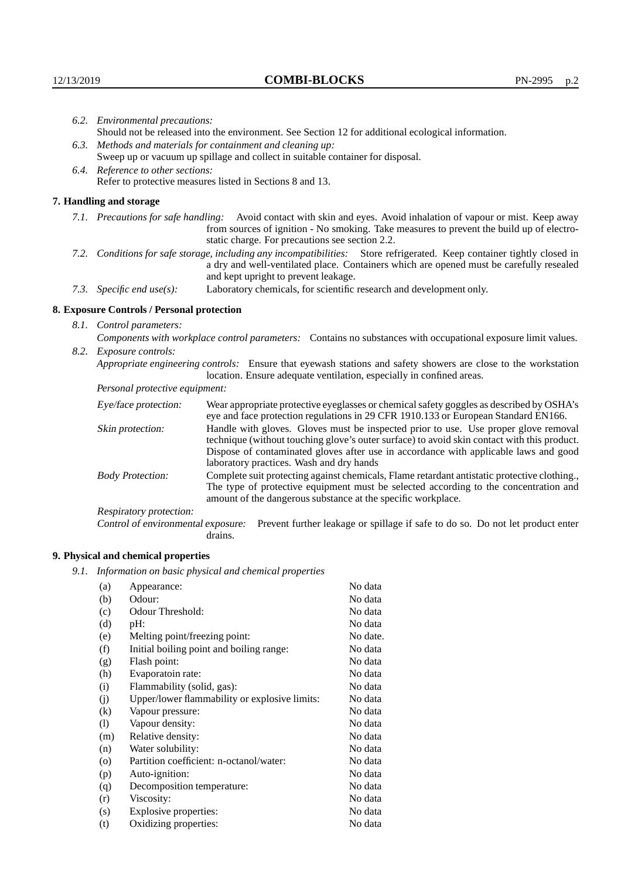6.2. *Environmental precautions:*
Should not be released into the environment. See Section 12 for additional ecological information.

6.3. *Methods and materials for containment and cleaning up:*
Sweep up or vacuum up spillage and collect in suitable container for disposal.

6.4. *Reference to other sections:*
Refer to protective measures listed in Sections 8 and 13.

## 7. Handling and storage

7.1. *Precautions for safe handling:* Avoid contact with skin and eyes. Avoid inhalation of vapour or mist. Keep away from sources of ignition - No smoking. Take measures to prevent the build up of electrostatic charge. For precautions see section 2.2.

7.2. *Conditions for safe storage, including any incompatibilities:* Store refrigerated. Keep container tightly closed in a dry and well-ventilated place. Containers which are opened must be carefully resealed and kept upright to prevent leakage.

7.3. *Specific end use(s):* Laboratory chemicals, for scientific research and development only.

## 8. Exposure Controls / Personal protection

8.1. *Control parameters:*

*Components with workplace control parameters:* Contains no substances with occupational exposure limit values.

8.2. *Exposure controls:*

*Appropriate engineering controls:* Ensure that eyewash stations and safety showers are close to the workstation location. Ensure adequate ventilation, especially in confined areas.

*Personal protective equipment:*

*Eye/face protection:* Wear appropriate protective eyeglasses or chemical safety goggles as described by OSHA's eye and face protection regulations in 29 CFR 1910.133 or European Standard EN166.

*Skin protection:* Handle with gloves. Gloves must be inspected prior to use. Use proper glove removal technique (without touching glove's outer surface) to avoid skin contact with this product. Dispose of contaminated gloves after use in accordance with applicable laws and good laboratory practices. Wash and dry hands

*Body Protection:* Complete suit protecting against chemicals, Flame retardant antistatic protective clothing., The type of protective equipment must be selected according to the concentration and amount of the dangerous substance at the specific workplace.

*Respiratory protection:*

*Control of environmental exposure:* Prevent further leakage or spillage if safe to do so. Do not let product enter drains.

## 9. Physical and chemical properties

9.1. *Information on basic physical and chemical properties*

| | | |
|---|---|---|
| (a) | Appearance: | No data |
| (b) | Odour: | No data |
| (c) | Odour Threshold: | No data |
| (d) | pH: | No data |
| (e) | Melting point/freezing point: | No date. |
| (f) | Initial boiling point and boiling range: | No data |
| (g) | Flash point: | No data |
| (h) | Evaporatoin rate: | No data |
| (i) | Flammability (solid, gas): | No data |
| (j) | Upper/lower flammability or explosive limits: | No data |
| (k) | Vapour pressure: | No data |
| (l) | Vapour density: | No data |
| (m) | Relative density: | No data |
| (n) | Water solubility: | No data |
| (o) | Partition coefficient: n-octanol/water: | No data |
| (p) | Auto-ignition: | No data |
| (q) | Decomposition temperature: | No data |
| (r) | Viscosity: | No data |
| (s) | Explosive properties: | No data |
| (t) | Oxidizing properties: | No data |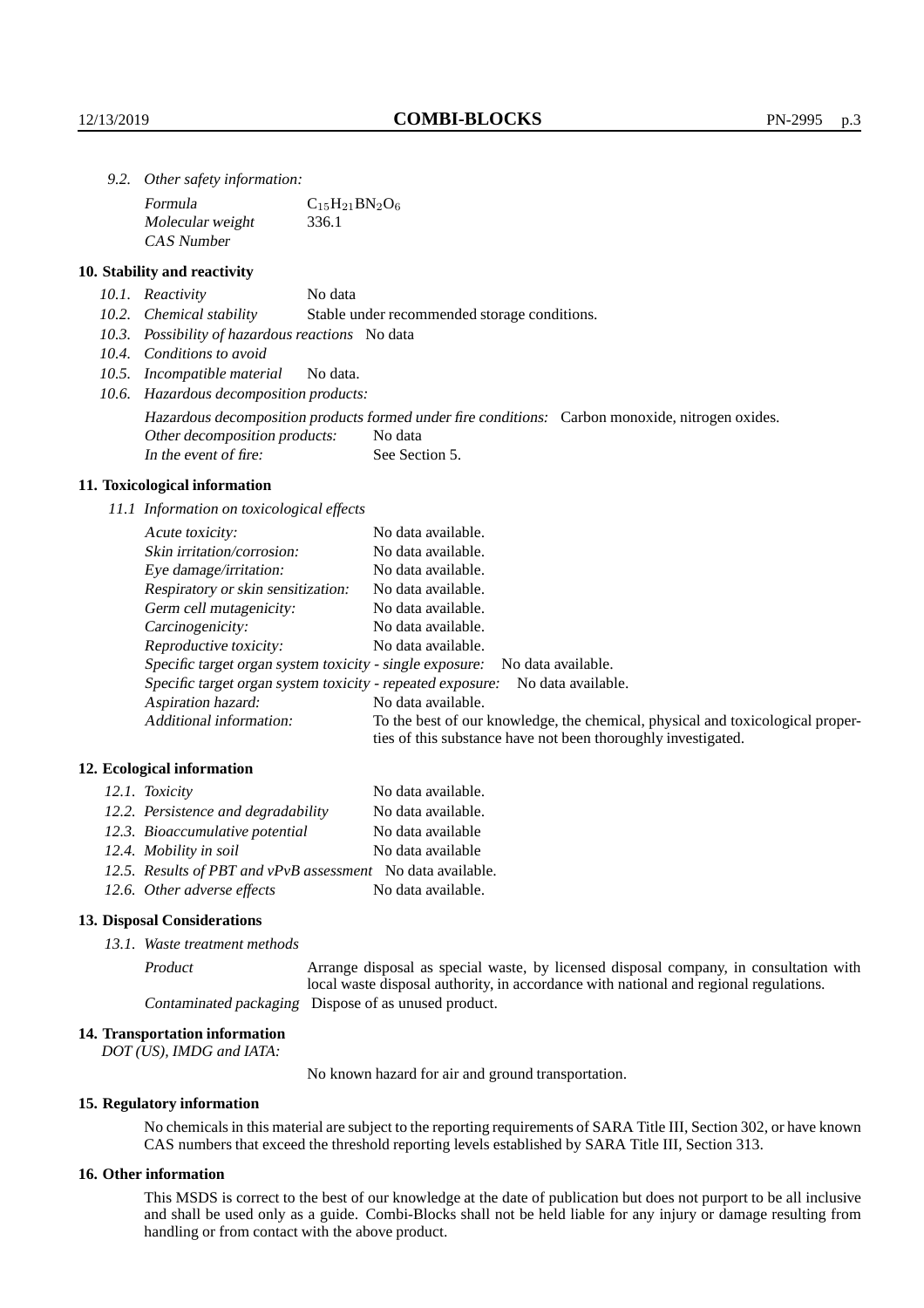*9.2. Other safety information:*

| | |
|---|---|
| *Formula* | $C_{15}H_{21}BN_2O_6$ |
| *Molecular weight* | 336.1 |
| *CAS Number* | |

## 10. Stability and reactivity

*10.1. Reactivity* No data

*10.2. Chemical stability* Stable under recommended storage conditions.

*10.3. Possibility of hazardous reactions* No data

*10.4. Conditions to avoid*

*10.5. Incompatible material* No data.

*10.6. Hazardous decomposition products:*

*Hazardous decomposition products formed under fire conditions:* Carbon monoxide, nitrogen oxides.

*Other decomposition products:* No data

*In the event of fire:* See Section 5.

## 11. Toxicological information

*11.1 Information on toxicological effects*

| | |
|---|---|
| *Acute toxicity:* | No data available. |
| *Skin irritation/corrosion:* | No data available. |
| *Eye damage/irritation:* | No data available. |
| *Respiratory or skin sensitization:* | No data available. |
| *Germ cell mutagenicity:* | No data available. |
| *Carcinogenicity:* | No data available. |
| *Reproductive toxicity:* | No data available. |
| *Specific target organ system toxicity - single exposure:* | No data available. |
| *Specific target organ system toxicity - repeated exposure:* | No data available. |
| *Aspiration hazard:* | No data available. |
| *Additional information:* | To the best of our knowledge, the chemical, physical and toxicological properties of this substance have not been thoroughly investigated. |

## 12. Ecological information

| | |
|---|---|
| *12.1. Toxicity* | No data available. |
| *12.2. Persistence and degradability* | No data available. |
| *12.3. Bioaccumulative potential* | No data available |
| *12.4. Mobility in soil* | No data available |
| *12.5. Results of PBT and vPvB assessment* | No data available. |
| *12.6. Other adverse effects* | No data available. |

## 13. Disposal Considerations

*13.1. Waste treatment methods*

*Product* Arrange disposal as special waste, by licensed disposal company, in consultation with local waste disposal authority, in accordance with national and regional regulations.

*Contaminated packaging* Dispose of as unused product.

## 14. Transportation information

*DOT (US), IMDG and IATA:*

No known hazard for air and ground transportation.

## 15. Regulatory information

No chemicals in this material are subject to the reporting requirements of SARA Title III, Section 302, or have known CAS numbers that exceed the threshold reporting levels established by SARA Title III, Section 313.

## 16. Other information

This MSDS is correct to the best of our knowledge at the date of publication but does not purport to be all inclusive and shall be used only as a guide. Combi-Blocks shall not be held liable for any injury or damage resulting from handling or from contact with the above product.